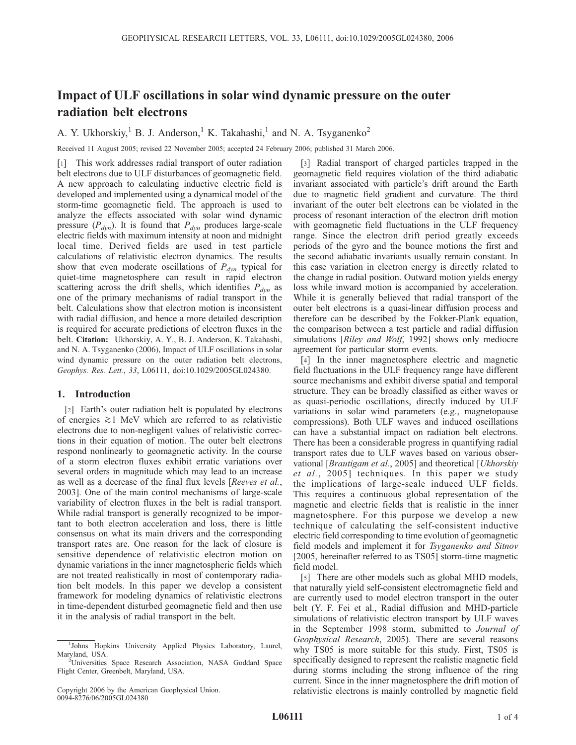# Impact of ULF oscillations in solar wind dynamic pressure on the outer radiation belt electrons

A. Y. Ukhorskiy,[1] B. J. Anderson,[1] K. Takahashi,[1] and N. A. Tsyganenko[2]

Received 11 August 2005; revised 22 November 2005; accepted 24 February 2006; published 31 March 2006.

[1] This work addresses radial transport of outer radiation belt electrons due to ULF disturbances of geomagnetic field. A new approach to calculating inductive electric field is developed and implemented using a dynamical model of the storm-time geomagnetic field. The approach is used to analyze the effects associated with solar wind dynamic pressure ($P_{dyn}$). It is found that $P_{dyn}$ produces large-scale electric fields with maximum intensity at noon and midnight local time. Derived fields are used in test particle calculations of relativistic electron dynamics. The results show that even moderate oscillations of $P_{dyn}$ typical for quiet-time magnetosphere can result in rapid electron scattering across the drift shells, which identifies $P_{dyn}$ as one of the primary mechanisms of radial transport in the belt. Calculations show that electron motion is inconsistent with radial diffusion, and hence a more detailed description is required for accurate predictions of electron fluxes in the belt. **Citation:** Ukhorskiy, A. Y., B. J. Anderson, K. Takahashi, and N. A. Tsyganenko (2006), Impact of ULF oscillations in solar wind dynamic pressure on the outer radiation belt electrons, *Geophys. Res. Lett.*, *33*, L06111, doi:10.1029/2005GL024380.

## 1. Introduction

[2] Earth's outer radiation belt is populated by electrons of energies $\gtrsim 1$ MeV which are referred to as relativistic electrons due to non-negligent values of relativistic corrections in their equation of motion. The outer belt electrons respond nonlinearly to geomagnetic activity. In the course of a storm electron fluxes exhibit erratic variations over several orders in magnitude which may lead to an increase as well as a decrease of the final flux levels [*Reeves et al.*, 2003]. One of the main control mechanisms of large-scale variability of electron fluxes in the belt is radial transport. While radial transport is generally recognized to be important to both electron acceleration and loss, there is little consensus on what its main drivers and the corresponding transport rates are. One reason for the lack of closure is sensitive dependence of relativistic electron motion on dynamic variations in the inner magnetospheric fields which are not treated realistically in most of contemporary radiation belt models. In this paper we develop a consistent framework for modeling dynamics of relativistic electrons in time-dependent disturbed geomagnetic field and then use it in the analysis of radial transport in the belt.

[3] Radial transport of charged particles trapped in the geomagnetic field requires violation of the third adiabatic invariant associated with particle's drift around the Earth due to magnetic field gradient and curvature. The third invariant of the outer belt electrons can be violated in the process of resonant interaction of the electron drift motion with geomagnetic field fluctuations in the ULF frequency range. Since the electron drift period greatly exceeds periods of the gyro and the bounce motions the first and the second adiabatic invariants usually remain constant. In this case variation in electron energy is directly related to the change in radial position. Outward motion yields energy loss while inward motion is accompanied by acceleration. While it is generally believed that radial transport of the outer belt electrons is a quasi-linear diffusion process and therefore can be described by the Fokker-Plank equation, the comparison between a test particle and radial diffusion simulations [*Riley and Wolf*, 1992] shows only mediocre agreement for particular storm events.

[4] In the inner magnetosphere electric and magnetic field fluctuations in the ULF frequency range have different source mechanisms and exhibit diverse spatial and temporal structure. They can be broadly classified as either waves or as quasi-periodic oscillations, directly induced by ULF variations in solar wind parameters (e.g., magnetopause compressions). Both ULF waves and induced oscillations can have a substantial impact on radiation belt electrons. There has been a considerable progress in quantifying radial transport rates due to ULF waves based on various observational [*Brautigam et al.*, 2005] and theoretical [*Ukhorskiy et al.*, 2005] techniques. In this paper we study the implications of large-scale induced ULF fields. This requires a continuous global representation of the magnetic and electric fields that is realistic in the inner magnetosphere. For this purpose we develop a new technique of calculating the self-consistent inductive electric field corresponding to time evolution of geomagnetic field models and implement it for *Tsyganenko and Sitnov* [2005, hereinafter referred to as TS05] storm-time magnetic field model.

[5] There are other models such as global MHD models, that naturally yield self-consistent electromagnetic field and are currently used to model electron transport in the outer belt (Y. F. Fei et al., Radial diffusion and MHD-particle simulations of relativistic electron transport by ULF waves in the September 1998 storm, submitted to *Journal of Geophysical Research*, 2005). There are several reasons why TS05 is more suitable for this study. First, TS05 is specifically designed to represent the realistic magnetic field during storms including the strong influence of the ring current. Since in the inner magnetosphere the drift motion of relativistic electrons is mainly controlled by magnetic field

---

[1] Johns Hopkins University Applied Physics Laboratory, Laurel, Maryland, USA.

[2] Universities Space Research Association, NASA Goddard Space Flight Center, Greenbelt, Maryland, USA.

Copyright 2006 by the American Geophysical Union.
0094-8276/06/2005GL024380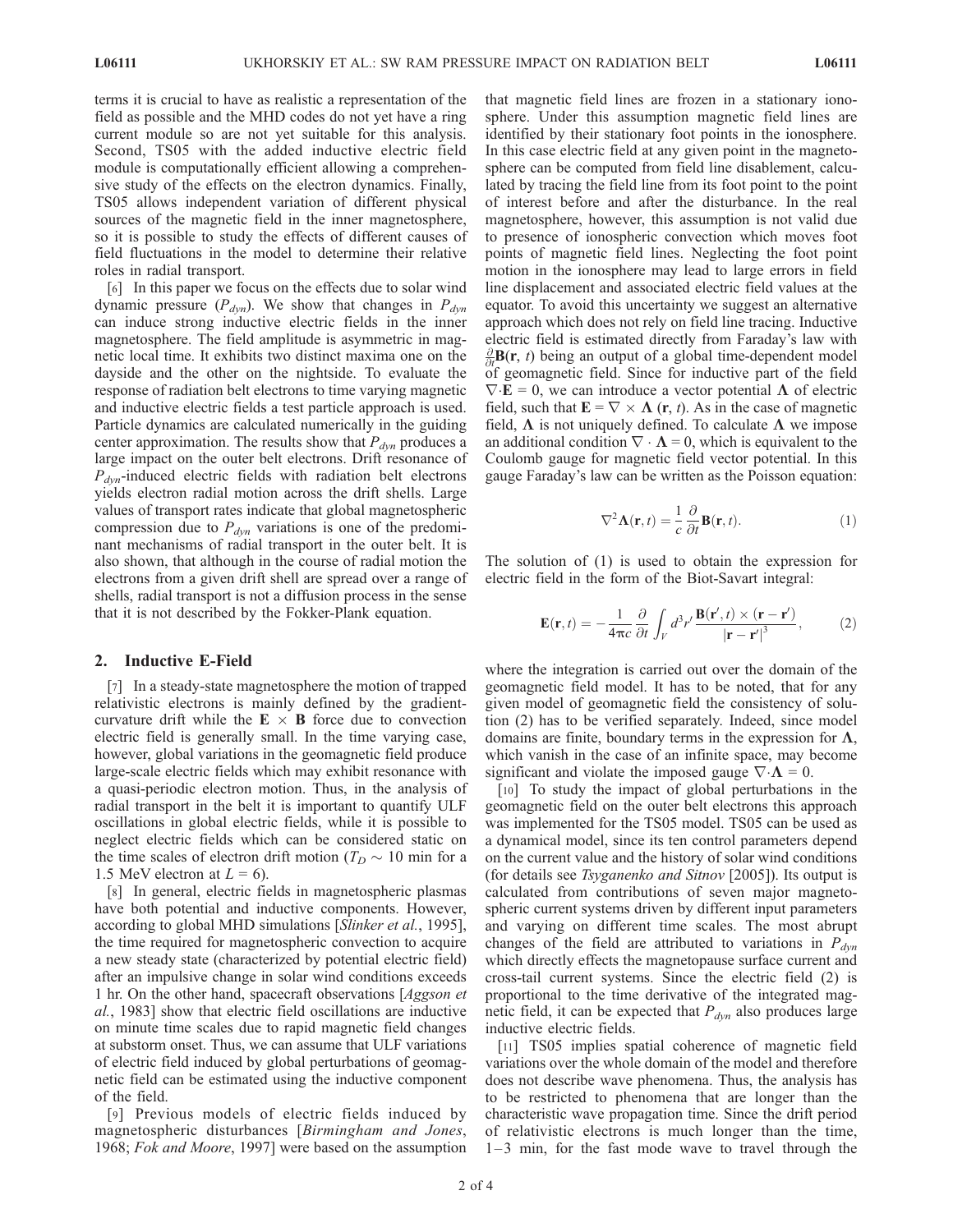terms it is crucial to have as realistic a representation of the field as possible and the MHD codes do not yet have a ring current module so are not yet suitable for this analysis. Second, TS05 with the added inductive electric field module is computationally efficient allowing a comprehensive study of the effects on the electron dynamics. Finally, TS05 allows independent variation of different physical sources of the magnetic field in the inner magnetosphere, so it is possible to study the effects of different causes of field fluctuations in the model to determine their relative roles in radial transport.

[6] In this paper we focus on the effects due to solar wind dynamic pressure ($P_{dyn}$). We show that changes in $P_{dyn}$ can induce strong inductive electric fields in the inner magnetosphere. The field amplitude is asymmetric in magnetic local time. It exhibits two distinct maxima one on the dayside and the other on the nightside. To evaluate the response of radiation belt electrons to time varying magnetic and inductive electric fields a test particle approach is used. Particle dynamics are calculated numerically in the guiding center approximation. The results show that $P_{dyn}$ produces a large impact on the outer belt electrons. Drift resonance of $P_{dyn}$-induced electric fields with radiation belt electrons yields electron radial motion across the drift shells. Large values of transport rates indicate that global magnetospheric compression due to $P_{dyn}$ variations is one of the predominant mechanisms of radial transport in the outer belt. It is also shown, that although in the course of radial motion the electrons from a given drift shell are spread over a range of shells, radial transport is not a diffusion process in the sense that it is not described by the Fokker-Plank equation.

## 2. Inductive E-Field

[7] In a steady-state magnetosphere the motion of trapped relativistic electrons is mainly defined by the gradient-curvature drift while the $\mathbf{E} \times \mathbf{B}$ force due to convection electric field is generally small. In the time varying case, however, global variations in the geomagnetic field produce large-scale electric fields which may exhibit resonance with a quasi-periodic electron motion. Thus, in the analysis of radial transport in the belt it is important to quantify ULF oscillations in global electric fields, while it is possible to neglect electric fields which can be considered static on the time scales of electron drift motion ($T_D \sim 10$ min for a 1.5 MeV electron at $L = 6$).

[8] In general, electric fields in magnetospheric plasmas have both potential and inductive components. However, according to global MHD simulations [*Slinker et al.*, 1995], the time required for magnetospheric convection to acquire a new steady state (characterized by potential electric field) after an impulsive change in solar wind conditions exceeds 1 hr. On the other hand, spacecraft observations [*Aggson et al.*, 1983] show that electric field oscillations are inductive on minute time scales due to rapid magnetic field changes at substorm onset. Thus, we can assume that ULF variations of electric field induced by global perturbations of geomagnetic field can be estimated using the inductive component of the field.

[9] Previous models of electric fields induced by magnetospheric disturbances [*Birmingham and Jones*, 1968; *Fok and Moore*, 1997] were based on the assumption that magnetic field lines are frozen in a stationary ionosphere. Under this assumption magnetic field lines are identified by their stationary foot points in the ionosphere. In this case electric field at any given point in the magnetosphere can be computed from field line disablement, calculated by tracing the field line from its foot point to the point of interest before and after the disturbance. In the real magnetosphere, however, this assumption is not valid due to presence of ionospheric convection which moves foot points of magnetic field lines. Neglecting the foot point motion in the ionosphere may lead to large errors in field line displacement and associated electric field values at the equator. To avoid this uncertainty we suggest an alternative approach which does not rely on field line tracing. Inductive electric field is estimated directly from Faraday's law with $\frac{\partial}{\partial t}\mathbf{B}(\mathbf{r}, t)$ being an output of a global time-dependent model of geomagnetic field. Since for inductive part of the field $\nabla \cdot \mathbf{E} = 0$, we can introduce a vector potential $\mathbf{\Lambda}$ of electric field, such that $\mathbf{E} = \nabla \times \mathbf{\Lambda}(\mathbf{r}, t)$. As in the case of magnetic field, $\mathbf{\Lambda}$ is not uniquely defined. To calculate $\mathbf{\Lambda}$ we impose an additional condition $\nabla \cdot \mathbf{\Lambda} = 0$, which is equivalent to the Coulomb gauge for magnetic field vector potential. In this gauge Faraday's law can be written as the Poisson equation:

$$\nabla^2 \mathbf{\Lambda}(\mathbf{r}, t) = \frac{1}{c}\frac{\partial}{\partial t}\mathbf{B}(\mathbf{r}, t). \tag{1}$$

The solution of (1) is used to obtain the expression for electric field in the form of the Biot-Savart integral:

$$\mathbf{E}(\mathbf{r}, t) = -\frac{1}{4\pi c}\frac{\partial}{\partial t}\int_V d^3 r' \frac{\mathbf{B}(\mathbf{r}', t) \times (\mathbf{r} - \mathbf{r}')}{|\mathbf{r} - \mathbf{r}'|^3}, \tag{2}$$

where the integration is carried out over the domain of the geomagnetic field model. It has to be noted, that for any given model of geomagnetic field the consistency of solution (2) has to be verified separately. Indeed, since model domains are finite, boundary terms in the expression for $\mathbf{\Lambda}$, which vanish in the case of an infinite space, may become significant and violate the imposed gauge $\nabla \cdot \mathbf{\Lambda} = 0$.

[10] To study the impact of global perturbations in the geomagnetic field on the outer belt electrons this approach was implemented for the TS05 model. TS05 can be used as a dynamical model, since its ten control parameters depend on the current value and the history of solar wind conditions (for details see *Tsyganenko and Sitnov* [2005]). Its output is calculated from contributions of seven major magnetospheric current systems driven by different input parameters and varying on different time scales. The most abrupt changes of the field are attributed to variations in $P_{dyn}$ which directly effects the magnetopause surface current and cross-tail current systems. Since the electric field (2) is proportional to the time derivative of the integrated magnetic field, it can be expected that $P_{dyn}$ also produces large inductive electric fields.

[11] TS05 implies spatial coherence of magnetic field variations over the whole domain of the model and therefore does not describe wave phenomena. Thus, the analysis has to be restricted to phenomena that are longer than the characteristic wave propagation time. Since the drift period of relativistic electrons is much longer than the time, 1–3 min, for the fast mode wave to travel through the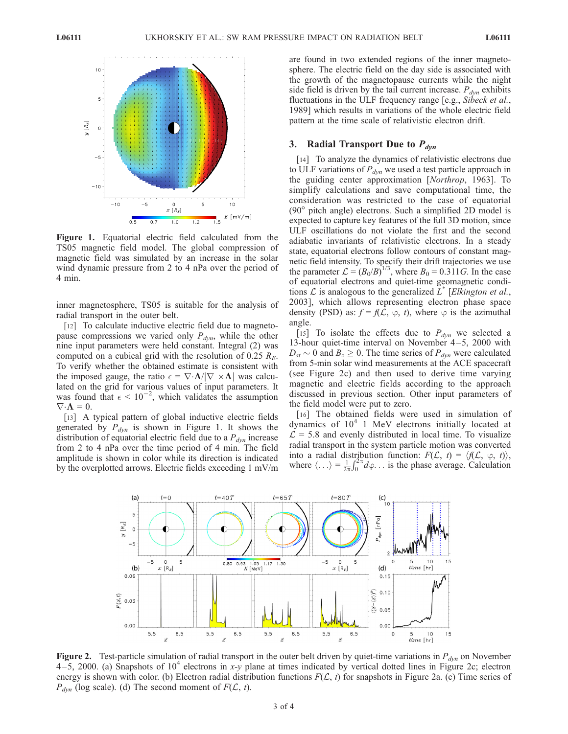Figure 1. Equatorial electric field calculated from the TS05 magnetic field model. The global compression of magnetic field was simulated by an increase in the solar wind dynamic pressure from 2 to 4 nPa over the period of 4 min.

inner magnetosphere, TS05 is suitable for the analysis of radial transport in the outer belt.

[12] To calculate inductive electric field due to magnetopause compressions we varied only $P_{dyn}$, while the other nine input parameters were held constant. Integral (2) was computed on a cubical grid with the resolution of 0.25 $R_E$. To verify whether the obtained estimate is consistent with the imposed gauge, the ratio $\epsilon = \nabla \cdot \mathbf{\Lambda} / |\nabla \times \mathbf{\Lambda}|$ was calculated on the grid for various values of input parameters. It was found that $\epsilon < 10^{-2}$, which validates the assumption $\nabla \cdot \mathbf{\Lambda} = 0$.

[13] A typical pattern of global inductive electric fields generated by $P_{dyn}$ is shown in Figure 1. It shows the distribution of equatorial electric field due to a $P_{dyn}$ increase from 2 to 4 nPa over the time period of 4 min. The field amplitude is shown in color while its direction is indicated by the overplotted arrows. Electric fields exceeding 1 mV/m are found in two extended regions of the inner magnetosphere. The electric field on the day side is associated with the growth of the magnetopause currents while the night side field is driven by the tail current increase. $P_{dyn}$ exhibits fluctuations in the ULF frequency range [e.g., *Sibeck et al.*, 1989] which results in variations of the whole electric field pattern at the time scale of relativistic electron drift.

## 3. Radial Transport Due to $P_{dyn}$

[14] To analyze the dynamics of relativistic electrons due to ULF variations of $P_{dyn}$ we used a test particle approach in the guiding center approximation [*Northrop*, 1963]. To simplify calculations and save computational time, the consideration was restricted to the case of equatorial (90° pitch angle) electrons. Such a simplified 2D model is expected to capture key features of the full 3D motion, since ULF oscillations do not violate the first and the second adiabatic invariants of relativistic electrons. In a steady state, equatorial electrons follow contours of constant magnetic field intensity. To specify their drift trajectories we use the parameter $\mathcal{L} = (B_0/B)^{1/3}$, where $B_0 = 0.311G$. In the case of equatorial electrons and quiet-time geomagnetic conditions $\mathcal{L}$ is analogous to the generalized $L^*$ [*Elkington et al.*, 2003], which allows representing electron phase space density (PSD) as: $f = f(\mathcal{L}, \varphi, t)$, where $\varphi$ is the azimuthal angle.

[15] To isolate the effects due to $P_{dyn}$ we selected a 13-hour quiet-time interval on November 4–5, 2000 with $D_{st} \sim 0$ and $B_z \geq 0$. The time series of $P_{dyn}$ were calculated from 5-min solar wind measurements at the ACE spacecraft (see Figure 2c) and then used to derive time varying magnetic and electric fields according to the approach discussed in previous section. Other input parameters of the field model were put to zero.

[16] The obtained fields were used in simulation of dynamics of $10^4$ 1 MeV electrons initially located at $\mathcal{L} = 5.8$ and evenly distributed in local time. To visualize radial transport in the system particle motion was converted into a radial distribution function: $F(\mathcal{L}, t) = \langle f(\mathcal{L}, \varphi, t) \rangle$, where $\langle \ldots \rangle = \frac{1}{2\pi}\int_0^{2\pi} d\varphi \ldots$ is the phase average. Calculation

Figure 2. Test-particle simulation of radial transport in the outer belt driven by quiet-time variations in $P_{dyn}$ on November 4–5, 2000. (a) Snapshots of $10^4$ electrons in $x$-$y$ plane at times indicated by vertical dotted lines in Figure 2c; electron energy is shown with color. (b) Electron radial distribution functions $F(\mathcal{L}, t)$ for snapshots in Figure 2a. (c) Time series of $P_{dyn}$ (log scale). (d) The second moment of $F(\mathcal{L}, t)$.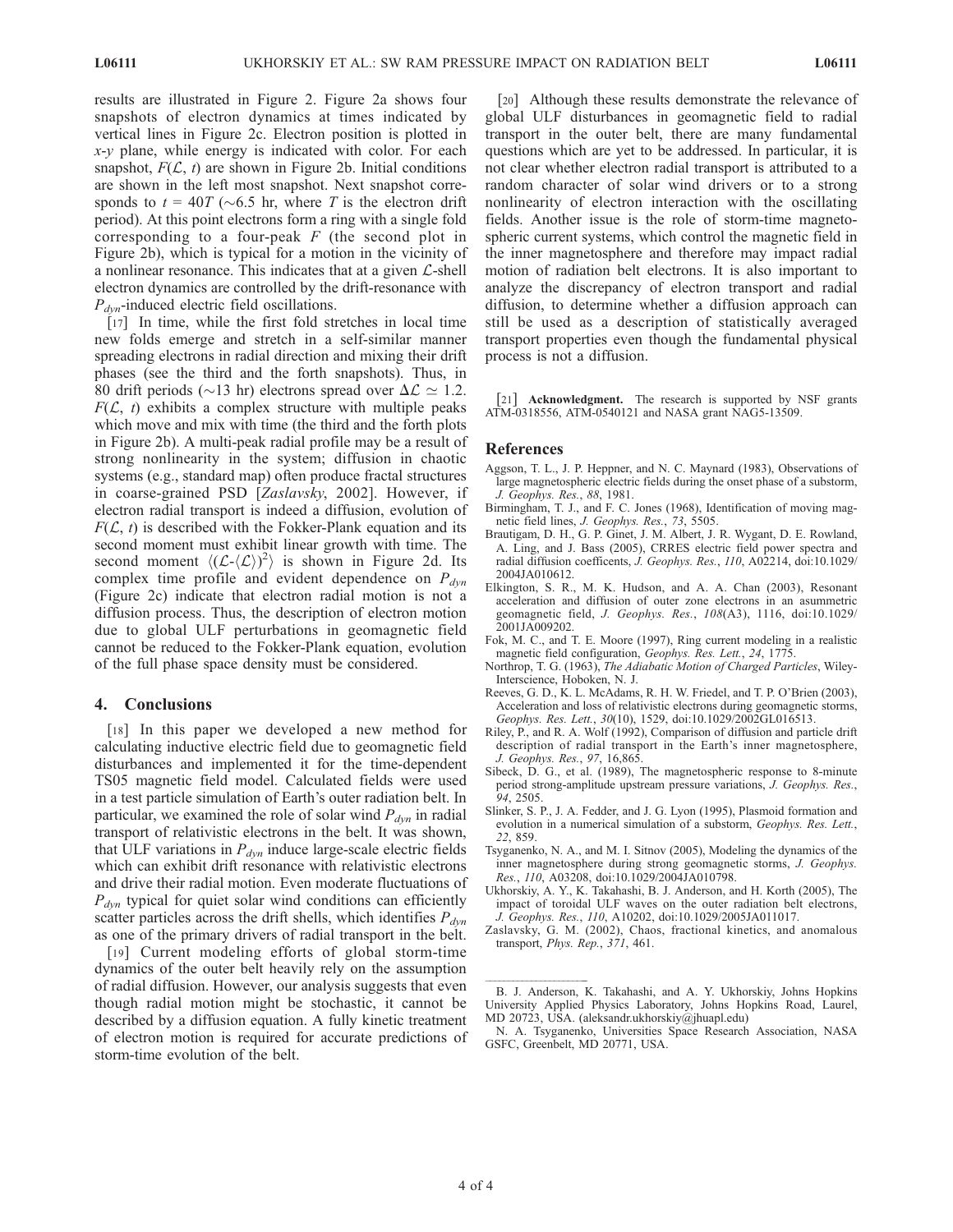results are illustrated in Figure 2. Figure 2a shows four snapshots of electron dynamics at times indicated by vertical lines in Figure 2c. Electron position is plotted in *x*-*y* plane, while energy is indicated with color. For each snapshot, $F(\mathcal{L}, t)$ are shown in Figure 2b. Initial conditions are shown in the left most snapshot. Next snapshot corresponds to $t = 40T$ (~6.5 hr, where $T$ is the electron drift period). At this point electrons form a ring with a single fold corresponding to a four-peak $F$ (the second plot in Figure 2b), which is typical for a motion in the vicinity of a nonlinear resonance. This indicates that at a given $\mathcal{L}$-shell electron dynamics are controlled by the drift-resonance with $P_{dyn}$-induced electric field oscillations.

[17] In time, while the first fold stretches in local time new folds emerge and stretch in a self-similar manner spreading electrons in radial direction and mixing their drift phases (see the third and the forth snapshots). Thus, in 80 drift periods (~13 hr) electrons spread over $\Delta\mathcal{L} \simeq 1.2$. $F(\mathcal{L}, t)$ exhibits a complex structure with multiple peaks which move and mix with time (the third and the forth plots in Figure 2b). A multi-peak radial profile may be a result of strong nonlinearity in the system; diffusion in chaotic systems (e.g., standard map) often produce fractal structures in coarse-grained PSD [*Zaslavsky*, 2002]. However, if electron radial transport is indeed a diffusion, evolution of $F(\mathcal{L}, t)$ is described with the Fokker-Plank equation and its second moment must exhibit linear growth with time. The second moment $\langle(\mathcal{L}\text{-}\langle\mathcal{L}\rangle)^2\rangle$ is shown in Figure 2d. Its complex time profile and evident dependence on $P_{dyn}$ (Figure 2c) indicate that electron radial motion is not a diffusion process. Thus, the description of electron motion due to global ULF perturbations in geomagnetic field cannot be reduced to the Fokker-Plank equation, evolution of the full phase space density must be considered.

## 4. Conclusions

[18] In this paper we developed a new method for calculating inductive electric field due to geomagnetic field disturbances and implemented it for the time-dependent TS05 magnetic field model. Calculated fields were used in a test particle simulation of Earth's outer radiation belt. In particular, we examined the role of solar wind $P_{dyn}$ in radial transport of relativistic electrons in the belt. It was shown, that ULF variations in $P_{dyn}$ induce large-scale electric fields which can exhibit drift resonance with relativistic electrons and drive their radial motion. Even moderate fluctuations of $P_{dyn}$ typical for quiet solar wind conditions can efficiently scatter particles across the drift shells, which identifies $P_{dyn}$ as one of the primary drivers of radial transport in the belt.

[19] Current modeling efforts of global storm-time dynamics of the outer belt heavily rely on the assumption of radial diffusion. However, our analysis suggests that even though radial motion might be stochastic, it cannot be described by a diffusion equation. A fully kinetic treatment of electron motion is required for accurate predictions of storm-time evolution of the belt.

[20] Although these results demonstrate the relevance of global ULF disturbances in geomagnetic field to radial transport in the outer belt, there are many fundamental questions which are yet to be addressed. In particular, it is not clear whether electron radial transport is attributed to a random character of solar wind drivers or to a strong nonlinearity of electron interaction with the oscillating fields. Another issue is the role of storm-time magnetospheric current systems, which control the magnetic field in the inner magnetosphere and therefore may impact radial motion of radiation belt electrons. It is also important to analyze the discrepancy of electron transport and radial diffusion, to determine whether a diffusion approach can still be used as a description of statistically averaged transport properties even though the fundamental physical process is not a diffusion.

[21] **Acknowledgment.** The research is supported by NSF grants ATM-0318556, ATM-0540121 and NASA grant NAG5-13509.

## References

Aggson, T. L., J. P. Heppner, and N. C. Maynard (1983), Observations of large magnetospheric electric fields during the onset phase of a substorm, *J. Geophys. Res.*, *88*, 1981.

Birmingham, T. J., and F. C. Jones (1968), Identification of moving magnetic field lines, *J. Geophys. Res.*, *73*, 5505.

Brautigam, D. H., G. P. Ginet, J. M. Albert, J. R. Wygant, D. E. Rowland, A. Ling, and J. Bass (2005), CRRES electric field power spectra and radial diffusion coefficents, *J. Geophys. Res.*, *110*, A02214, doi:10.1029/2004JA010612.

Elkington, S. R., M. K. Hudson, and A. A. Chan (2003), Resonant acceleration and diffusion of outer zone electrons in an asummetric geomagnetic field, *J. Geophys. Res.*, *108*(A3), 1116, doi:10.1029/2001JA009202.

Fok, M. C., and T. E. Moore (1997), Ring current modeling in a realistic magnetic field configuration, *Geophys. Res. Lett.*, *24*, 1775.

Northrop, T. G. (1963), *The Adiabatic Motion of Charged Particles*, Wiley-Interscience, Hoboken, N. J.

Reeves, G. D., K. L. McAdams, R. H. W. Friedel, and T. P. O'Brien (2003), Acceleration and loss of relativistic electrons during geomagnetic storms, *Geophys. Res. Lett.*, *30*(10), 1529, doi:10.1029/2002GL016513.

Riley, P., and R. A. Wolf (1992), Comparison of diffusion and particle drift description of radial transport in the Earth's inner magnetosphere, *J. Geophys. Res.*, *97*, 16,865.

Sibeck, D. G., et al. (1989), The magnetospheric response to 8-minute period strong-amplitude upstream pressure variations, *J. Geophys. Res.*, *94*, 2505.

Slinker, S. P., J. A. Fedder, and J. G. Lyon (1995), Plasmoid formation and evolution in a numerical simulation of a substorm, *Geophys. Res. Lett.*, *22*, 859.

Tsyganenko, N. A., and M. I. Sitnov (2005), Modeling the dynamics of the inner magnetosphere during strong geomagnetic storms, *J. Geophys. Res.*, *110*, A03208, doi:10.1029/2004JA010798.

Ukhorskiy, A. Y., K. Takahashi, B. J. Anderson, and H. Korth (2005), The impact of toroidal ULF waves on the outer radiation belt electrons, *J. Geophys. Res.*, *110*, A10202, doi:10.1029/2005JA011017.

Zaslavsky, G. M. (2002), Chaos, fractional kinetics, and anomalous transport, *Phys. Rep.*, *371*, 461.

---

B. J. Anderson, K. Takahashi, and A. Y. Ukhorskiy, Johns Hopkins University Applied Physics Laboratory, Johns Hopkins Road, Laurel, MD 20723, USA. (aleksandr.ukhorskiy@jhuapl.edu)

N. A. Tsyganenko, Universities Space Research Association, NASA GSFC, Greenbelt, MD 20771, USA.